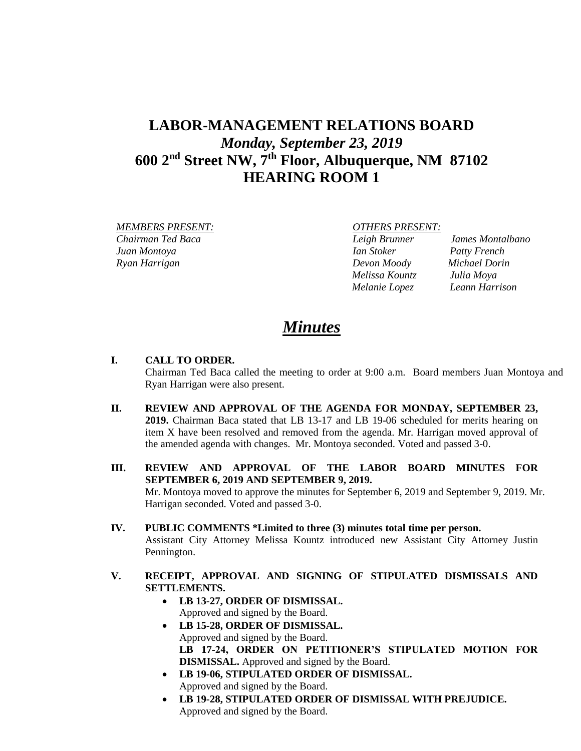# LABOR-MANAGEMENT RELATIONS BOARD
## *Monday, September 23, 2019*
## 600 2nd Street NW, 7th Floor, Albuquerque, NM 87102
## HEARING ROOM 1

*MEMBERS PRESENT:*
*Chairman Ted Baca*
*Juan Montoya*
*Ryan Harrigan*

*OTHERS PRESENT:*
*Leigh Brunner*
*James Montalbano*
*Ian Stoker*
*Patty French*
*Devon Moody*
*Michael Dorin*
*Melissa Kountz*
*Julia Moya*
*Melanie Lopez*
*Leann Harrison*

# *Minutes*

**I. CALL TO ORDER.**
Chairman Ted Baca called the meeting to order at 9:00 a.m. Board members Juan Montoya and Ryan Harrigan were also present.

**II. REVIEW AND APPROVAL OF THE AGENDA FOR MONDAY, SEPTEMBER 23, 2019.** Chairman Baca stated that LB 13-17 and LB 19-06 scheduled for merits hearing on item X have been resolved and removed from the agenda. Mr. Harrigan moved approval of the amended agenda with changes. Mr. Montoya seconded. Voted and passed 3-0.

**III. REVIEW AND APPROVAL OF THE LABOR BOARD MINUTES FOR SEPTEMBER 6, 2019 AND SEPTEMBER 9, 2019.**
Mr. Montoya moved to approve the minutes for September 6, 2019 and September 9, 2019. Mr. Harrigan seconded. Voted and passed 3-0.

**IV. PUBLIC COMMENTS *Limited to three (3) minutes total time per person.**
Assistant City Attorney Melissa Kountz introduced new Assistant City Attorney Justin Pennington.

**V. RECEIPT, APPROVAL AND SIGNING OF STIPULATED DISMISSALS AND SETTLEMENTS.**

- **LB 13-27, ORDER OF DISMISSAL.**
  Approved and signed by the Board.
- **LB 15-28, ORDER OF DISMISSAL.**
  Approved and signed by the Board.
  **LB 17-24, ORDER ON PETITIONER'S STIPULATED MOTION FOR DISMISSAL.** Approved and signed by the Board.
- **LB 19-06, STIPULATED ORDER OF DISMISSAL.**
  Approved and signed by the Board.
- **LB 19-28, STIPULATED ORDER OF DISMISSAL WITH PREJUDICE.**
  Approved and signed by the Board.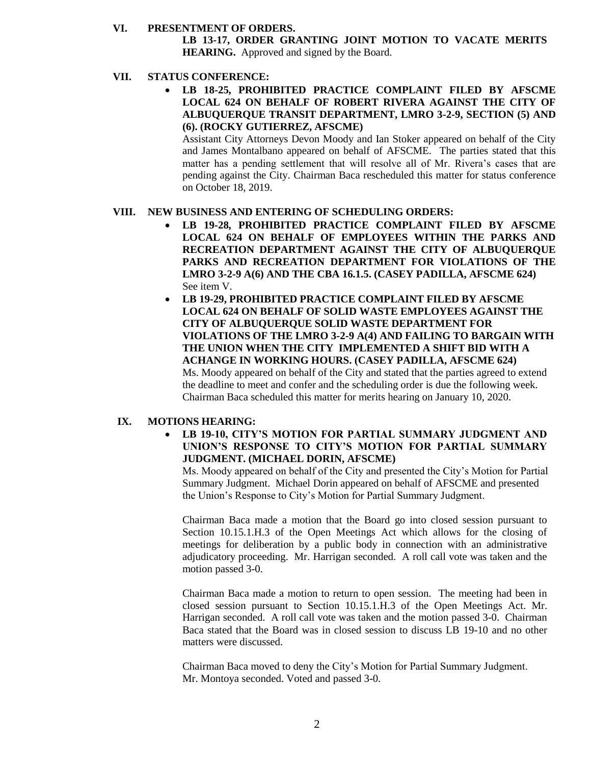## VI. PRESENTMENT OF ORDERS.

**LB 13-17, ORDER GRANTING JOINT MOTION TO VACATE MERITS HEARING.** Approved and signed by the Board.

## VII. STATUS CONFERENCE:

- **LB 18-25, PROHIBITED PRACTICE COMPLAINT FILED BY AFSCME LOCAL 624 ON BEHALF OF ROBERT RIVERA AGAINST THE CITY OF ALBUQUERQUE TRANSIT DEPARTMENT, LMRO 3-2-9, SECTION (5) AND (6). (ROCKY GUTIERREZ, AFSCME)**

  Assistant City Attorneys Devon Moody and Ian Stoker appeared on behalf of the City and James Montalbano appeared on behalf of AFSCME. The parties stated that this matter has a pending settlement that will resolve all of Mr. Rivera's cases that are pending against the City. Chairman Baca rescheduled this matter for status conference on October 18, 2019.

## VIII. NEW BUSINESS AND ENTERING OF SCHEDULING ORDERS:

- **LB 19-28, PROHIBITED PRACTICE COMPLAINT FILED BY AFSCME LOCAL 624 ON BEHALF OF EMPLOYEES WITHIN THE PARKS AND RECREATION DEPARTMENT AGAINST THE CITY OF ALBUQUERQUE PARKS AND RECREATION DEPARTMENT FOR VIOLATIONS OF THE LMRO 3-2-9 A(6) AND THE CBA 16.1.5. (CASEY PADILLA, AFSCME 624)**

  See item V.

- **LB 19-29, PROHIBITED PRACTICE COMPLAINT FILED BY AFSCME LOCAL 624 ON BEHALF OF SOLID WASTE EMPLOYEES AGAINST THE CITY OF ALBUQUERQUE SOLID WASTE DEPARTMENT FOR VIOLATIONS OF THE LMRO 3-2-9 A(4) AND FAILING TO BARGAIN WITH THE UNION WHEN THE CITY IMPLEMENTED A SHIFT BID WITH A ACHANGE IN WORKING HOURS. (CASEY PADILLA, AFSCME 624)**

  Ms. Moody appeared on behalf of the City and stated that the parties agreed to extend the deadline to meet and confer and the scheduling order is due the following week. Chairman Baca scheduled this matter for merits hearing on January 10, 2020.

## IX. MOTIONS HEARING:

- **LB 19-10, CITY'S MOTION FOR PARTIAL SUMMARY JUDGMENT AND UNION'S RESPONSE TO CITY'S MOTION FOR PARTIAL SUMMARY JUDGMENT. (MICHAEL DORIN, AFSCME)**

  Ms. Moody appeared on behalf of the City and presented the City's Motion for Partial Summary Judgment. Michael Dorin appeared on behalf of AFSCME and presented the Union's Response to City's Motion for Partial Summary Judgment.

  Chairman Baca made a motion that the Board go into closed session pursuant to Section 10.15.1.H.3 of the Open Meetings Act which allows for the closing of meetings for deliberation by a public body in connection with an administrative adjudicatory proceeding. Mr. Harrigan seconded. A roll call vote was taken and the motion passed 3-0.

  Chairman Baca made a motion to return to open session. The meeting had been in closed session pursuant to Section 10.15.1.H.3 of the Open Meetings Act. Mr. Harrigan seconded. A roll call vote was taken and the motion passed 3-0. Chairman Baca stated that the Board was in closed session to discuss LB 19-10 and no other matters were discussed.

  Chairman Baca moved to deny the City's Motion for Partial Summary Judgment. Mr. Montoya seconded. Voted and passed 3-0.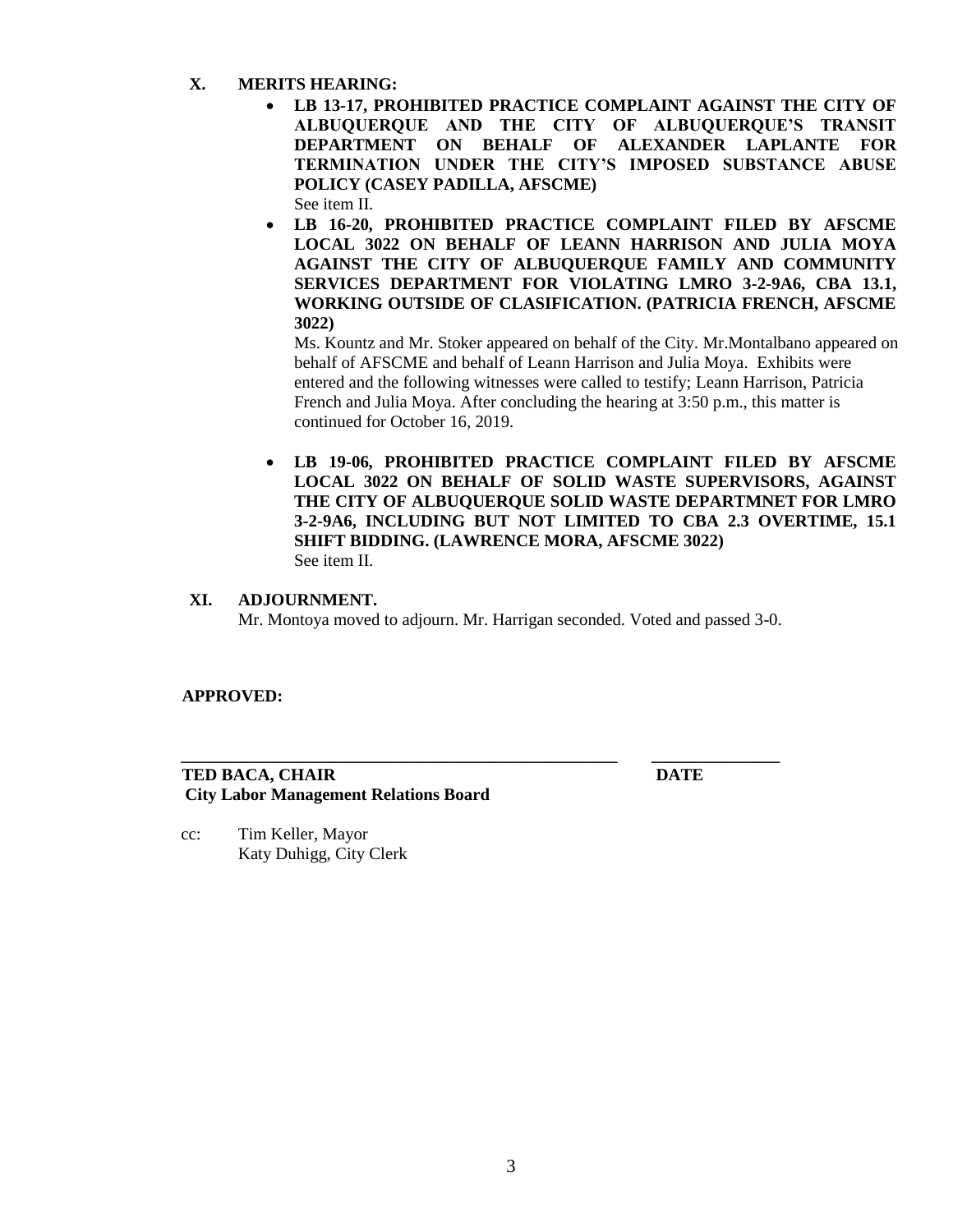**X. MERITS HEARING:**

- **LB 13-17, PROHIBITED PRACTICE COMPLAINT AGAINST THE CITY OF ALBUQUERQUE AND THE CITY OF ALBUQUERQUE'S TRANSIT DEPARTMENT ON BEHALF OF ALEXANDER LAPLANTE FOR TERMINATION UNDER THE CITY'S IMPOSED SUBSTANCE ABUSE POLICY (CASEY PADILLA, AFSCME)**
  See item II.

- **LB 16-20, PROHIBITED PRACTICE COMPLAINT FILED BY AFSCME LOCAL 3022 ON BEHALF OF LEANN HARRISON AND JULIA MOYA AGAINST THE CITY OF ALBUQUERQUE FAMILY AND COMMUNITY SERVICES DEPARTMENT FOR VIOLATING LMRO 3-2-9A6, CBA 13.1, WORKING OUTSIDE OF CLASIFICATION. (PATRICIA FRENCH, AFSCME 3022)**
  Ms. Kountz and Mr. Stoker appeared on behalf of the City. Mr.Montalbano appeared on behalf of AFSCME and behalf of Leann Harrison and Julia Moya. Exhibits were entered and the following witnesses were called to testify; Leann Harrison, Patricia French and Julia Moya. After concluding the hearing at 3:50 p.m., this matter is continued for October 16, 2019.

- **LB 19-06, PROHIBITED PRACTICE COMPLAINT FILED BY AFSCME LOCAL 3022 ON BEHALF OF SOLID WASTE SUPERVISORS, AGAINST THE CITY OF ALBUQUERQUE SOLID WASTE DEPARTMNET FOR LMRO 3-2-9A6, INCLUDING BUT NOT LIMITED TO CBA 2.3 OVERTIME, 15.1 SHIFT BIDDING. (LAWRENCE MORA, AFSCME 3022)**
  See item II.

**XI. ADJOURNMENT.**

Mr. Montoya moved to adjourn. Mr. Harrigan seconded. Voted and passed 3-0.

**APPROVED:**

______________________________________________________ _______________

**TED BACA, CHAIR** **DATE**
**City Labor Management Relations Board**

cc: Tim Keller, Mayor
Katy Duhigg, City Clerk